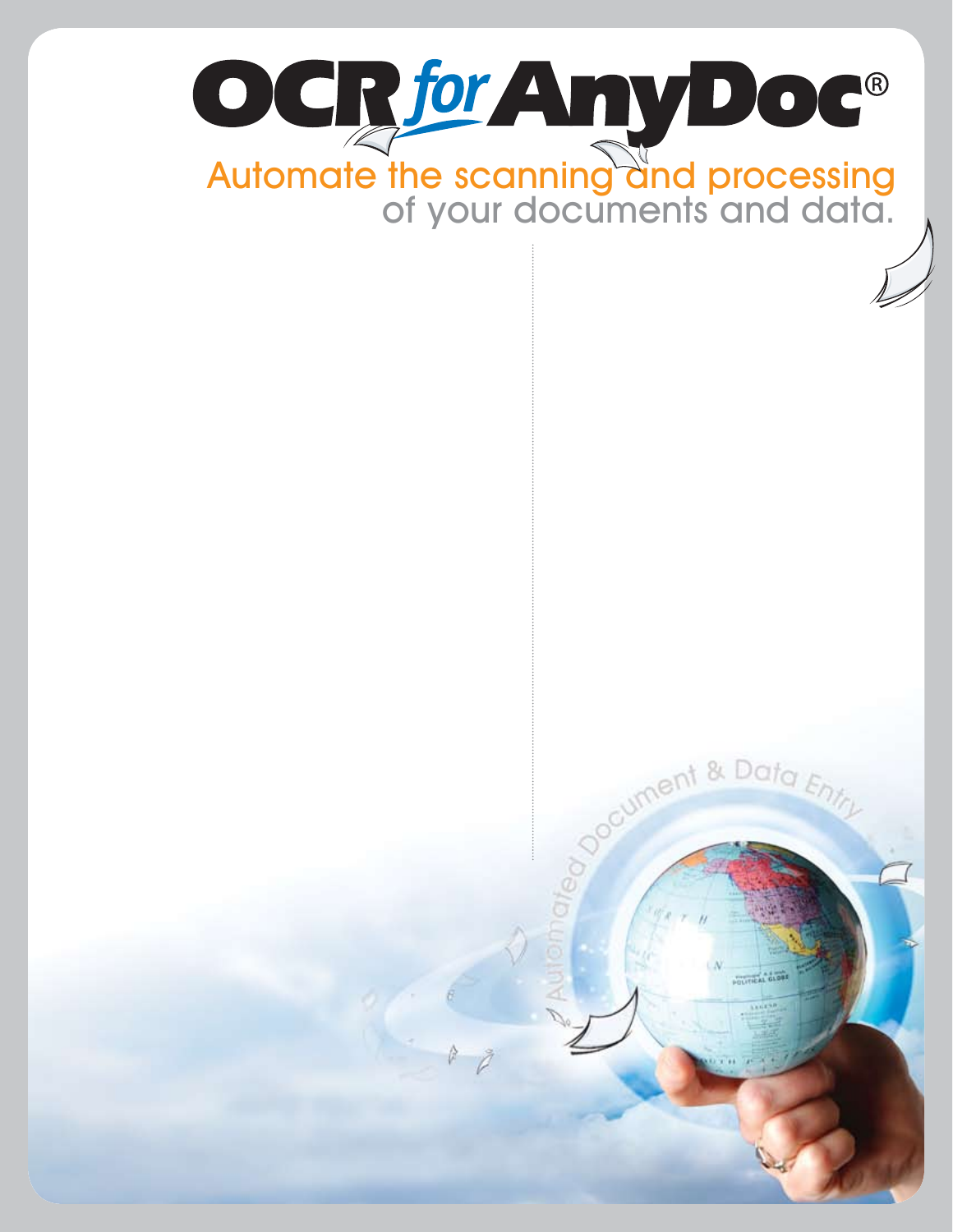# OCR for AnyDoc®

Automate the scanning and processing of your documents and data.

Automated Document & Data Entry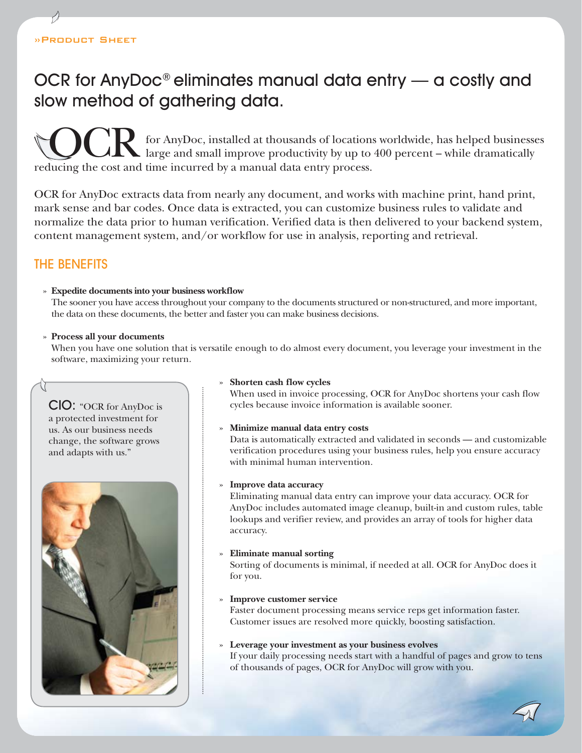»Product Sheet

# OCR for AnyDoc® eliminates manual data entry — a costly and slow method of gathering data.

OCR for AnyDoc, installed at thousands of locations worldwide, has helped businesses large and small improve productivity by up to 400 percent – while dramatically reducing the cost and time incurred by a manual data entry process.

OCR for AnyDoc extracts data from nearly any document, and works with machine print, hand print, mark sense and bar codes. Once data is extracted, you can customize business rules to validate and normalize the data prior to human verification. Verified data is then delivered to your backend system, content management system, and/or workflow for use in analysis, reporting and retrieval.

## THE BENEFITS

- **Expedite documents into your business workflow**
  The sooner you have access throughout your company to the documents structured or non-structured, and more important, the data on these documents, the better and faster you can make business decisions.

- **Process all your documents**
  When you have one solution that is versatile enough to do almost every document, you leverage your investment in the software, maximizing your return.

- **Shorten cash flow cycles**
  When used in invoice processing, OCR for AnyDoc shortens your cash flow cycles because invoice information is available sooner.

- **Minimize manual data entry costs**
  Data is automatically extracted and validated in seconds — and customizable verification procedures using your business rules, help you ensure accuracy with minimal human intervention.

- **Improve data accuracy**
  Eliminating manual data entry can improve your data accuracy. OCR for AnyDoc includes automated image cleanup, built-in and custom rules, table lookups and verifier review, and provides an array of tools for higher data accuracy.

- **Eliminate manual sorting**
  Sorting of documents is minimal, if needed at all. OCR for AnyDoc does it for you.

- **Improve customer service**
  Faster document processing means service reps get information faster. Customer issues are resolved more quickly, boosting satisfaction.

- **Leverage your investment as your business evolves**
  If your daily processing needs start with a handful of pages and grow to tens of thousands of pages, OCR for AnyDoc will grow with you.

CIO: "OCR for AnyDoc is a protected investment for us. As our business needs change, the software grows and adapts with us."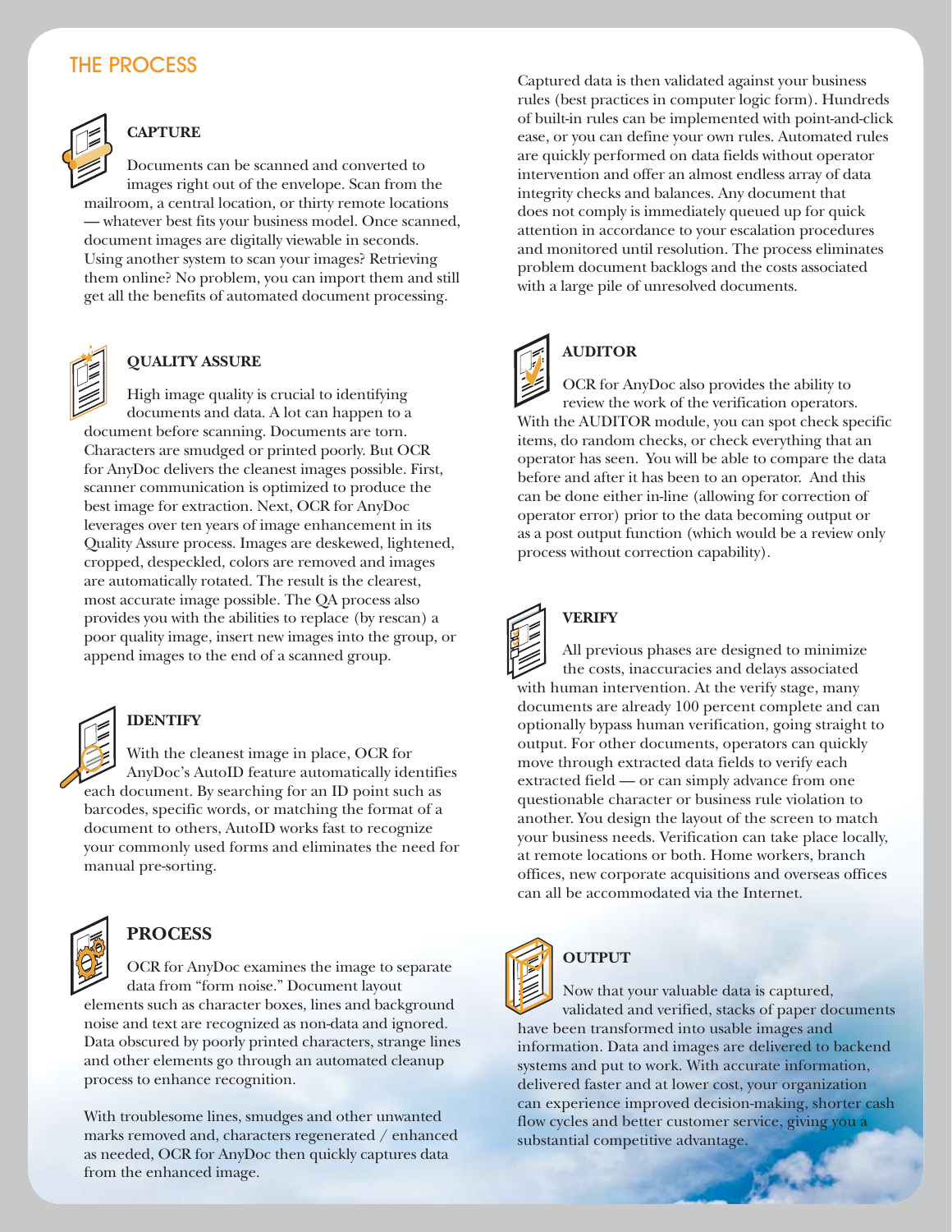## THE PROCESS

### CAPTURE

Documents can be scanned and converted to images right out of the envelope. Scan from the mailroom, a central location, or thirty remote locations — whatever best fits your business model. Once scanned, document images are digitally viewable in seconds. Using another system to scan your images? Retrieving them online? No problem, you can import them and still get all the benefits of automated document processing.

### QUALITY ASSURE

High image quality is crucial to identifying documents and data. A lot can happen to a document before scanning. Documents are torn. Characters are smudged or printed poorly. But OCR for AnyDoc delivers the cleanest images possible. First, scanner communication is optimized to produce the best image for extraction. Next, OCR for AnyDoc leverages over ten years of image enhancement in its Quality Assure process. Images are deskewed, lightened, cropped, despeckled, colors are removed and images are automatically rotated. The result is the clearest, most accurate image possible. The QA process also provides you with the abilities to replace (by rescan) a poor quality image, insert new images into the group, or append images to the end of a scanned group.

### IDENTIFY

With the cleanest image in place, OCR for AnyDoc's AutoID feature automatically identifies each document. By searching for an ID point such as barcodes, specific words, or matching the format of a document to others, AutoID works fast to recognize your commonly used forms and eliminates the need for manual pre-sorting.

### PROCESS

OCR for AnyDoc examines the image to separate data from "form noise." Document layout elements such as character boxes, lines and background noise and text are recognized as non-data and ignored. Data obscured by poorly printed characters, strange lines and other elements go through an automated cleanup process to enhance recognition.

With troublesome lines, smudges and other unwanted marks removed and, characters regenerated / enhanced as needed, OCR for AnyDoc then quickly captures data from the enhanced image.

Captured data is then validated against your business rules (best practices in computer logic form). Hundreds of built-in rules can be implemented with point-and-click ease, or you can define your own rules. Automated rules are quickly performed on data fields without operator intervention and offer an almost endless array of data integrity checks and balances. Any document that does not comply is immediately queued up for quick attention in accordance to your escalation procedures and monitored until resolution. The process eliminates problem document backlogs and the costs associated with a large pile of unresolved documents.

### AUDITOR

OCR for AnyDoc also provides the ability to review the work of the verification operators. With the AUDITOR module, you can spot check specific items, do random checks, or check everything that an operator has seen. You will be able to compare the data before and after it has been to an operator. And this can be done either in-line (allowing for correction of operator error) prior to the data becoming output or as a post output function (which would be a review only process without correction capability).

### VERIFY

All previous phases are designed to minimize the costs, inaccuracies and delays associated with human intervention. At the verify stage, many documents are already 100 percent complete and can optionally bypass human verification, going straight to output. For other documents, operators can quickly move through extracted data fields to verify each extracted field — or can simply advance from one questionable character or business rule violation to another. You design the layout of the screen to match your business needs. Verification can take place locally, at remote locations or both. Home workers, branch offices, new corporate acquisitions and overseas offices can all be accommodated via the Internet.

### OUTPUT

Now that your valuable data is captured, validated and verified, stacks of paper documents have been transformed into usable images and information. Data and images are delivered to backend systems and put to work. With accurate information, delivered faster and at lower cost, your organization can experience improved decision-making, shorter cash flow cycles and better customer service, giving you a substantial competitive advantage.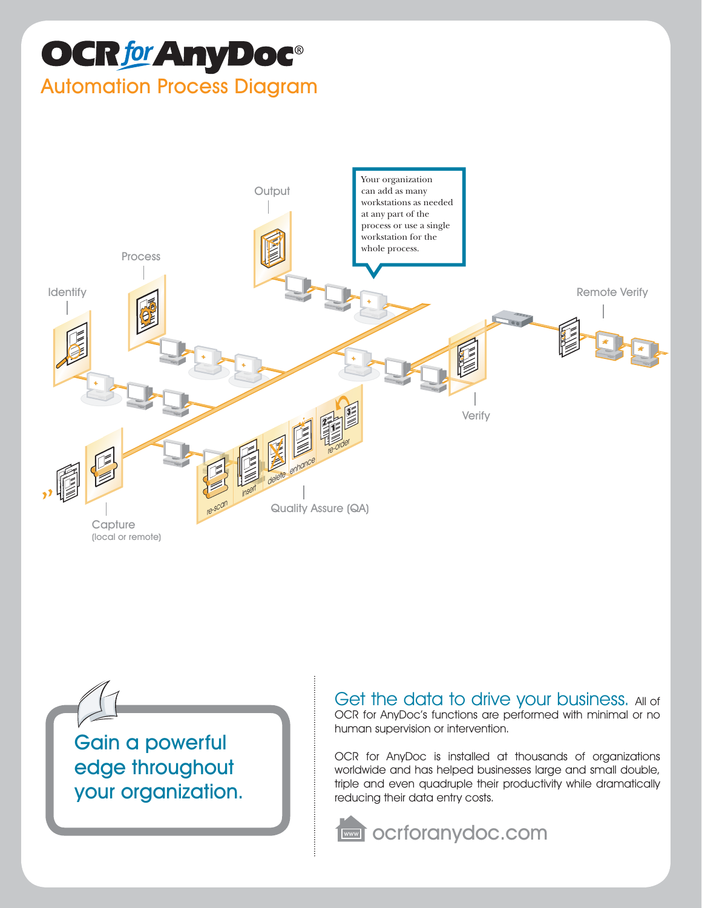# OCR for AnyDoc®

## Automation Process Diagram

Output

Your organization can add as many workstations as needed at any part of the process or use a single workstation for the whole process.

Process

Identify

Remote Verify

Verify

re-scan insert delete enhance re-order

Quality Assure (QA)

Capture
(local or remote)

**Gain a powerful edge throughout your organization.**

**Get the data to drive your business.** All of OCR for AnyDoc's functions are performed with minimal or no human supervision or intervention.

OCR for AnyDoc is installed at thousands of organizations worldwide and has helped businesses large and small double, triple and even quadruple their productivity while dramatically reducing their data entry costs.

ocrforanydoc.com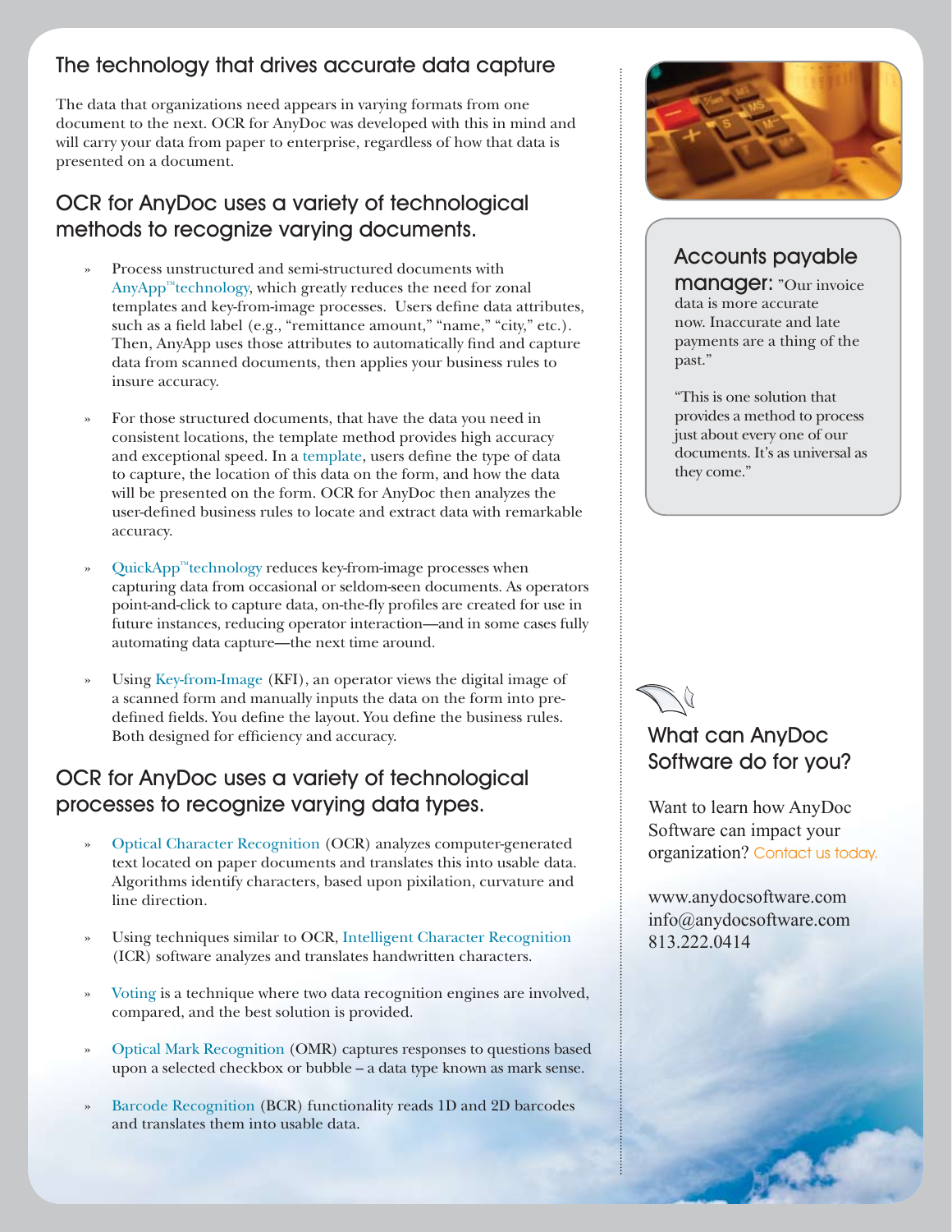## The technology that drives accurate data capture

The data that organizations need appears in varying formats from one document to the next. OCR for AnyDoc was developed with this in mind and will carry your data from paper to enterprise, regardless of how that data is presented on a document.

## OCR for AnyDoc uses a variety of technological methods to recognize varying documents.

- Process unstructured and semi-structured documents with AnyApp™technology, which greatly reduces the need for zonal templates and key-from-image processes. Users define data attributes, such as a field label (e.g., "remittance amount," "name," "city," etc.). Then, AnyApp uses those attributes to automatically find and capture data from scanned documents, then applies your business rules to insure accuracy.

- For those structured documents, that have the data you need in consistent locations, the template method provides high accuracy and exceptional speed. In a template, users define the type of data to capture, the location of this data on the form, and how the data will be presented on the form. OCR for AnyDoc then analyzes the user-defined business rules to locate and extract data with remarkable accuracy.

- QuickApp™technology reduces key-from-image processes when capturing data from occasional or seldom-seen documents. As operators point-and-click to capture data, on-the-fly profiles are created for use in future instances, reducing operator interaction—and in some cases fully automating data capture—the next time around.

- Using Key-from-Image (KFI), an operator views the digital image of a scanned form and manually inputs the data on the form into pre-defined fields. You define the layout. You define the business rules. Both designed for efficiency and accuracy.

## OCR for AnyDoc uses a variety of technological processes to recognize varying data types.

- Optical Character Recognition (OCR) analyzes computer-generated text located on paper documents and translates this into usable data. Algorithms identify characters, based upon pixilation, curvature and line direction.

- Using techniques similar to OCR, Intelligent Character Recognition (ICR) software analyzes and translates handwritten characters.

- Voting is a technique where two data recognition engines are involved, compared, and the best solution is provided.

- Optical Mark Recognition (OMR) captures responses to questions based upon a selected checkbox or bubble – a data type known as mark sense.

- Barcode Recognition (BCR) functionality reads 1D and 2D barcodes and translates them into usable data.

**Accounts payable manager:** "Our invoice data is more accurate now. Inaccurate and late payments are a thing of the past."

"This is one solution that provides a method to process just about every one of our documents. It's as universal as they come."

## What can AnyDoc Software do for you?

Want to learn how AnyDoc Software can impact your organization? Contact us today.

www.anydocsoftware.com
info@anydocsoftware.com
813.222.0414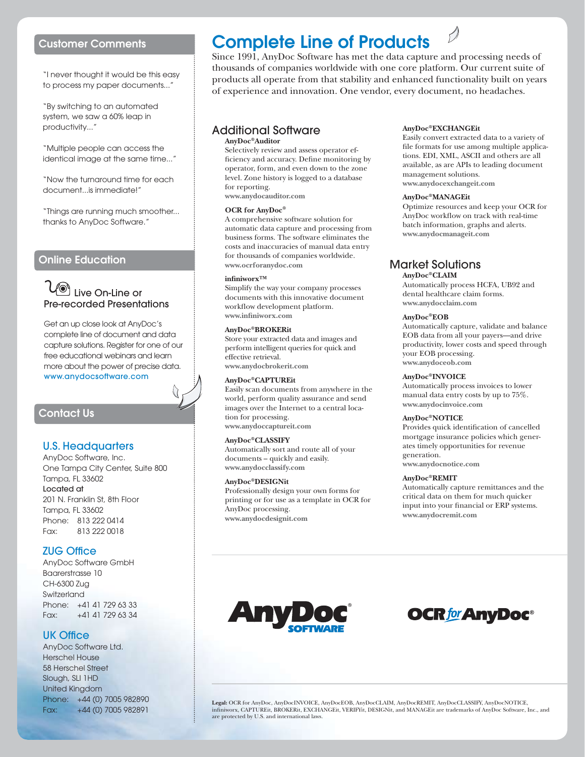## Customer Comments

"I never thought it would be this easy to process my paper documents..."

"By switching to an automated system, we saw a 60% leap in productivity..."

"Multiple people can access the identical image at the same time..."

"Now the turnaround time for each document...is immediate!"

"Things are running much smoother... thanks to AnyDoc Software."

## Online Education

### Live On-Line or Pre-recorded Presentations

Get an up close look at AnyDoc's complete line of document and data capture solutions. Register for one of our free educational webinars and learn more about the power of precise data.
www.anydocsoftware.com

## Contact Us

### U.S. Headquarters

AnyDoc Software, Inc.
One Tampa City Center, Suite 800
Tampa, FL 33602
**Located at**
201 N. Franklin St, 8th Floor
Tampa, FL 33602
Phone: 813 222 0414
Fax: 813 222 0018

### ZUG Office

AnyDoc Software GmbH
Baarerstrasse 10
CH-6300 Zug
Switzerland
Phone: +41 41 729 63 33
Fax: +41 41 729 63 34

### UK Office

AnyDoc Software Ltd.
Herschel House
58 Herschel Street
Slough, SLl 1HD
United Kingdom
Phone: +44 (0) 7005 982890
Fax: +44 (0) 7005 982891

# Complete Line of Products

Since 1991, AnyDoc Software has met the data capture and processing needs of thousands of companies worldwide with one core platform. Our current suite of products all operate from that stability and enhanced functionality built on years of experience and innovation. One vendor, every document, no headaches.

## Additional Software

**AnyDoc®Auditor**
Selectively review and assess operator efficiency and accuracy. Define monitoring by operator, form, and even down to the zone level. Zone history is logged to a database for reporting.
**www.anydocauditor.com**

**OCR for AnyDoc®**
A comprehensive software solution for automatic data capture and processing from business forms. The software eliminates the costs and inaccuracies of manual data entry for thousands of companies worldwide.
**www.ocrforanydoc.com**

**infiniworx™**
Simplify the way your company processes documents with this innovative document workflow development platform.
**www.infiniworx.com**

**AnyDoc®BROKERit**
Store your extracted data and images and perform intelligent queries for quick and effective retrieval.
**www.anydocbrokerit.com**

**AnyDoc®CAPTUREit**
Easily scan documents from anywhere in the world, perform quality assurance and send images over the Internet to a central location for processing.
**www.anydoccaptureit.com**

**AnyDoc®CLASSIFY**
Automatically sort and route all of your documents – quickly and easily.
**www.anydocclassify.com**

**AnyDoc®DESIGNit**
Professionally design your own forms for printing or for use as a template in OCR for AnyDoc processing.
**www.anydocdesignit.com**

**AnyDoc®EXCHANGEit**
Easily convert extracted data to a variety of file formats for use among multiple applications. EDI, XML, ASCII and others are all available, as are APIs to leading document management solutions.
**www.anydocexchangeit.com**

**AnyDoc®MANAGEit**
Optimize resources and keep your OCR for AnyDoc workflow on track with real-time batch information, graphs and alerts.
**www.anydocmanageit.com**

## Market Solutions

**AnyDoc®CLAIM**
Automatically process HCFA, UB92 and dental healthcare claim forms.
**www.anydocclaim.com**

**AnyDoc®EOB**
Automatically capture, validate and balance EOB data from all your payers—and drive productivity, lower costs and speed through your EOB processing.
**www.anydoceob.com**

**AnyDoc®INVOICE**
Automatically process invoices to lower manual data entry costs by up to 75%.
**www.anydocinvoice.com**

**AnyDoc®NOTICE**
Provides quick identification of cancelled mortgage insurance policies which generates timely opportunities for revenue generation.
**www.anydocnotice.com**

**AnyDoc®REMIT**
Automatically capture remittances and the critical data on them for much quicker input into your financial or ERP systems.
**www.anydocremit.com**

AnyDoc® SOFTWARE

OCR for AnyDoc®

**Legal:** OCR for AnyDoc, AnyDocINVOICE, AnyDocEOB, AnyDocCLAIM, AnyDocREMIT, AnyDocCLASSIFY, AnyDocNOTICE, infiniworx, CAPTUREit, BROKERit, EXCHANGEit, VERIFYit, DESIGNit, and MANAGEit are trademarks of AnyDoc Software, Inc., and are protected by U.S. and international laws.